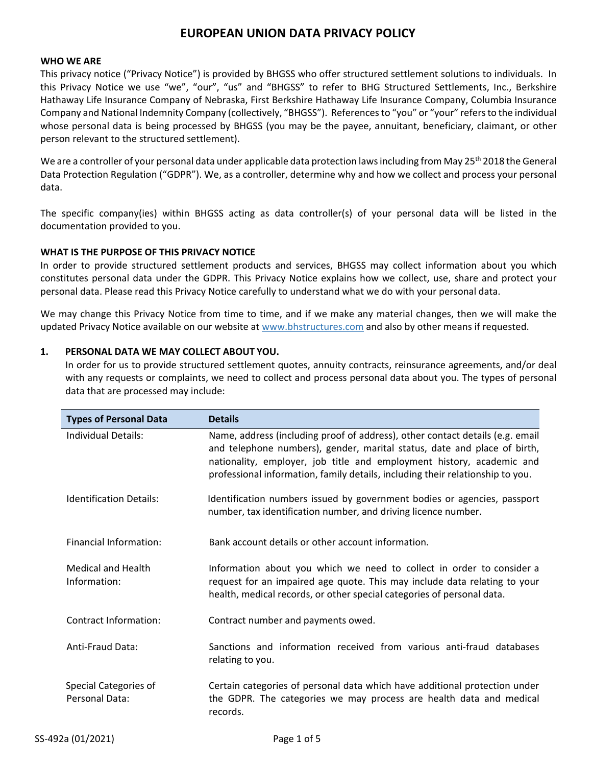# EUROPEAN UNION DATA PRIVACY POLICY

**WHO WE ARE**

This privacy notice ("Privacy Notice") is provided by BHGSS who offer structured settlement solutions to individuals. In this Privacy Notice we use "we", "our", "us" and "BHGSS" to refer to BHG Structured Settlements, Inc., Berkshire Hathaway Life Insurance Company of Nebraska, First Berkshire Hathaway Life Insurance Company, Columbia Insurance Company and National Indemnity Company (collectively, "BHGSS"). References to "you" or "your" refers to the individual whose personal data is being processed by BHGSS (you may be the payee, annuitant, beneficiary, claimant, or other person relevant to the structured settlement).

We are a controller of your personal data under applicable data protection laws including from May 25th 2018 the General Data Protection Regulation ("GDPR"). We, as a controller, determine why and how we collect and process your personal data.

The specific company(ies) within BHGSS acting as data controller(s) of your personal data will be listed in the documentation provided to you.

**WHAT IS THE PURPOSE OF THIS PRIVACY NOTICE**

In order to provide structured settlement products and services, BHGSS may collect information about you which constitutes personal data under the GDPR. This Privacy Notice explains how we collect, use, share and protect your personal data. Please read this Privacy Notice carefully to understand what we do with your personal data.

We may change this Privacy Notice from time to time, and if we make any material changes, then we will make the updated Privacy Notice available on our website at www.bhstructures.com and also by other means if requested.

**1. PERSONAL DATA WE MAY COLLECT ABOUT YOU.**

In order for us to provide structured settlement quotes, annuity contracts, reinsurance agreements, and/or deal with any requests or complaints, we need to collect and process personal data about you. The types of personal data that are processed may include:

| Types of Personal Data | Details |
|---|---|
| Individual Details: | Name, address (including proof of address), other contact details (e.g. email and telephone numbers), gender, marital status, date and place of birth, nationality, employer, job title and employment history, academic and professional information, family details, including their relationship to you. |
| Identification Details: | Identification numbers issued by government bodies or agencies, passport number, tax identification number, and driving licence number. |
| Financial Information: | Bank account details or other account information. |
| Medical and Health Information: | Information about you which we need to collect in order to consider a request for an impaired age quote. This may include data relating to your health, medical records, or other special categories of personal data. |
| Contract Information: | Contract number and payments owed. |
| Anti-Fraud Data: | Sanctions and information received from various anti-fraud databases relating to you. |
| Special Categories of Personal Data: | Certain categories of personal data which have additional protection under the GDPR. The categories we may process are health data and medical records. |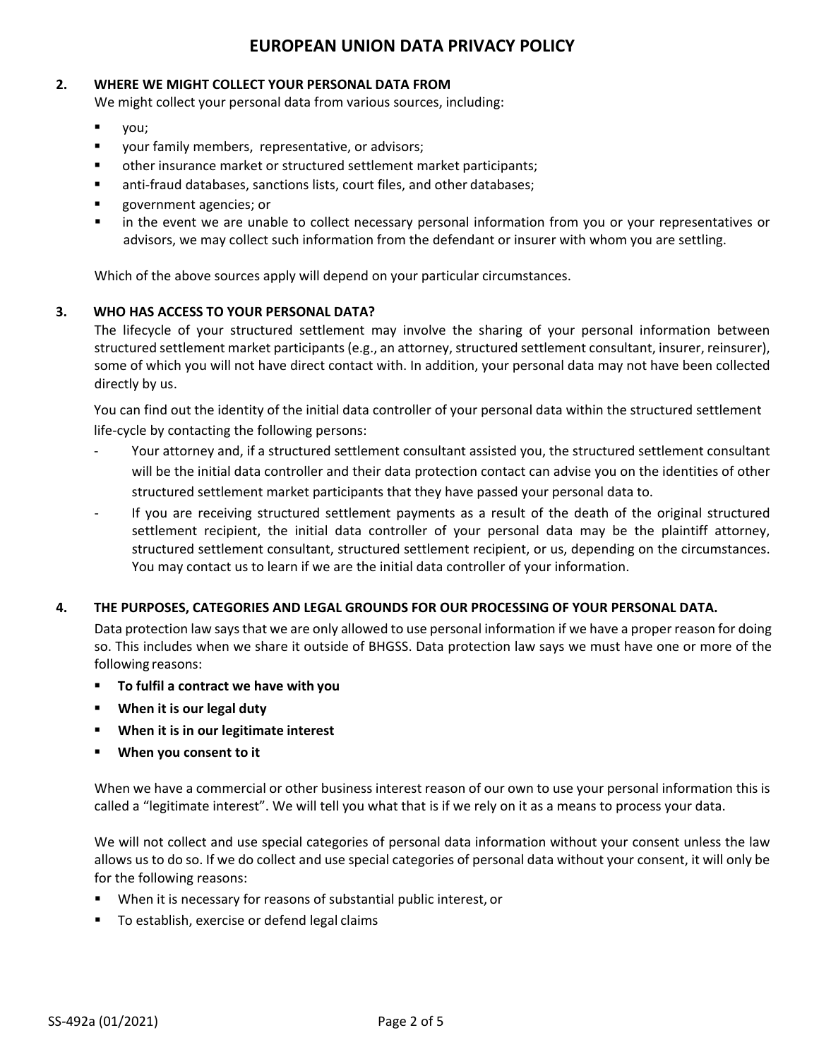## 2. WHERE WE MIGHT COLLECT YOUR PERSONAL DATA FROM

We might collect your personal data from various sources, including:

- you;
- your family members, representative, or advisors;
- other insurance market or structured settlement market participants;
- anti-fraud databases, sanctions lists, court files, and other databases;
- government agencies; or
- in the event we are unable to collect necessary personal information from you or your representatives or advisors, we may collect such information from the defendant or insurer with whom you are settling.

Which of the above sources apply will depend on your particular circumstances.

## 3. WHO HAS ACCESS TO YOUR PERSONAL DATA?

The lifecycle of your structured settlement may involve the sharing of your personal information between structured settlement market participants (e.g., an attorney, structured settlement consultant, insurer, reinsurer), some of which you will not have direct contact with. In addition, your personal data may not have been collected directly by us.

You can find out the identity of the initial data controller of your personal data within the structured settlement life-cycle by contacting the following persons:

- Your attorney and, if a structured settlement consultant assisted you, the structured settlement consultant will be the initial data controller and their data protection contact can advise you on the identities of other structured settlement market participants that they have passed your personal data to.
- If you are receiving structured settlement payments as a result of the death of the original structured settlement recipient, the initial data controller of your personal data may be the plaintiff attorney, structured settlement consultant, structured settlement recipient, or us, depending on the circumstances. You may contact us to learn if we are the initial data controller of your information.

## 4. THE PURPOSES, CATEGORIES AND LEGAL GROUNDS FOR OUR PROCESSING OF YOUR PERSONAL DATA.

Data protection law says that we are only allowed to use personal information if we have a proper reason for doing so. This includes when we share it outside of BHGSS. Data protection law says we must have one or more of the following reasons:

- **To fulfil a contract we have with you**
- **When it is our legal duty**
- **When it is in our legitimate interest**
- **When you consent to it**

When we have a commercial or other business interest reason of our own to use your personal information this is called a "legitimate interest". We will tell you what that is if we rely on it as a means to process your data.

We will not collect and use special categories of personal data information without your consent unless the law allows us to do so. If we do collect and use special categories of personal data without your consent, it will only be for the following reasons:

- When it is necessary for reasons of substantial public interest, or
- To establish, exercise or defend legal claims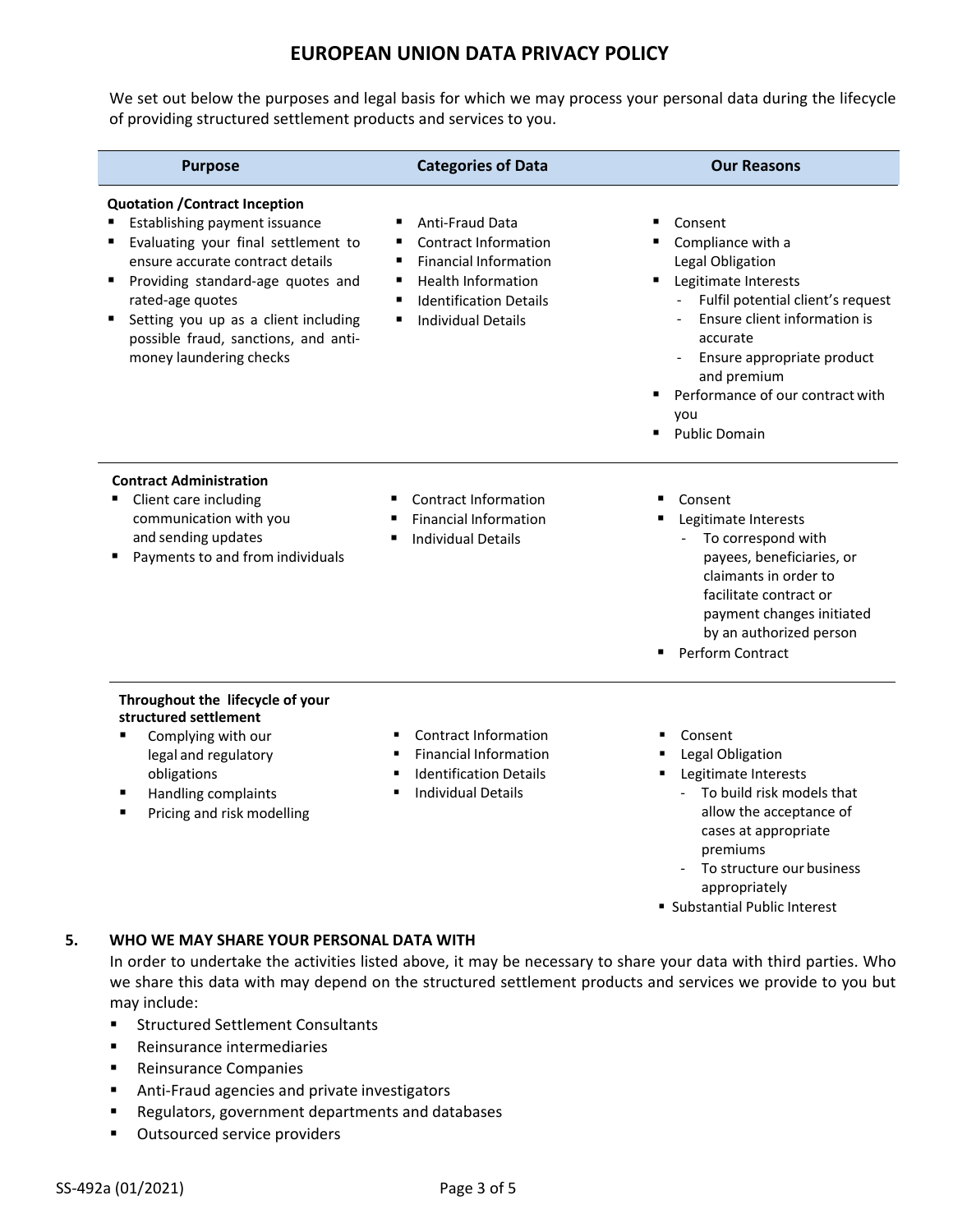# EUROPEAN UNION DATA PRIVACY POLICY

We set out below the purposes and legal basis for which we may process your personal data during the lifecycle of providing structured settlement products and services to you.

| Purpose | Categories of Data | Our Reasons |
|---|---|---|
| **Quotation /Contract Inception**<br>▪ Establishing payment issuance<br>▪ Evaluating your final settlement to ensure accurate contract details<br>▪ Providing standard-age quotes and rated-age quotes<br>▪ Setting you up as a client including possible fraud, sanctions, and anti-money laundering checks | ▪ Anti-Fraud Data<br>▪ Contract Information<br>▪ Financial Information<br>▪ Health Information<br>▪ Identification Details<br>▪ Individual Details | ▪ Consent<br>▪ Compliance with a Legal Obligation<br>▪ Legitimate Interests<br>- Fulfil potential client's request<br>- Ensure client information is accurate<br>- Ensure appropriate product and premium<br>▪ Performance of our contract with you<br>▪ Public Domain |
| **Contract Administration**<br>▪ Client care including communication with you and sending updates<br>▪ Payments to and from individuals | ▪ Contract Information<br>▪ Financial Information<br>▪ Individual Details | ▪ Consent<br>▪ Legitimate Interests<br>- To correspond with payees, beneficiaries, or claimants in order to facilitate contract or payment changes initiated by an authorized person<br>▪ Perform Contract |
| **Throughout the lifecycle of your structured settlement**<br>▪ Complying with our legal and regulatory obligations<br>▪ Handling complaints<br>▪ Pricing and risk modelling | ▪ Contract Information<br>▪ Financial Information<br>▪ Identification Details<br>▪ Individual Details | ▪ Consent<br>▪ Legal Obligation<br>▪ Legitimate Interests<br>- To build risk models that allow the acceptance of cases at appropriate premiums<br>- To structure our business appropriately<br>▪ Substantial Public Interest |

## 5. WHO WE MAY SHARE YOUR PERSONAL DATA WITH

In order to undertake the activities listed above, it may be necessary to share your data with third parties. Who we share this data with may depend on the structured settlement products and services we provide to you but may include:

- Structured Settlement Consultants
- Reinsurance intermediaries
- Reinsurance Companies
- Anti-Fraud agencies and private investigators
- Regulators, government departments and databases
- Outsourced service providers

SS-492a (01/2021)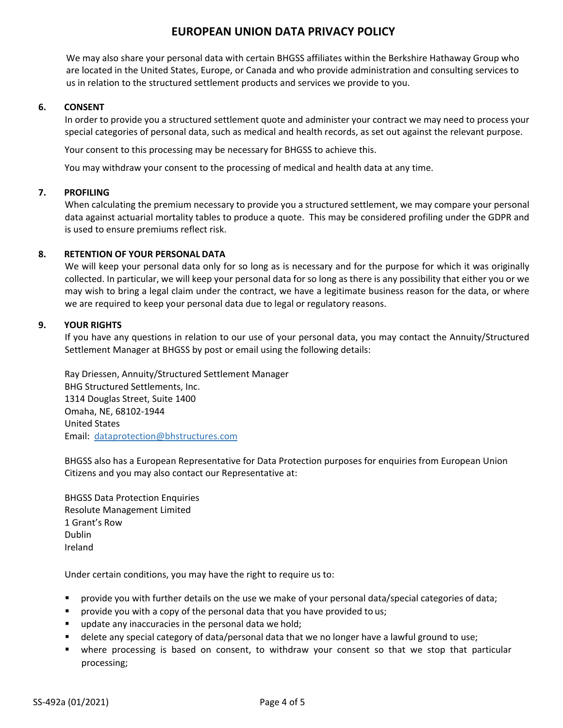We may also share your personal data with certain BHGSS affiliates within the Berkshire Hathaway Group who are located in the United States, Europe, or Canada and who provide administration and consulting services to us in relation to the structured settlement products and services we provide to you.

## 6. CONSENT

In order to provide you a structured settlement quote and administer your contract we may need to process your special categories of personal data, such as medical and health records, as set out against the relevant purpose.

Your consent to this processing may be necessary for BHGSS to achieve this.

You may withdraw your consent to the processing of medical and health data at any time.

## 7. PROFILING

When calculating the premium necessary to provide you a structured settlement, we may compare your personal data against actuarial mortality tables to produce a quote. This may be considered profiling under the GDPR and is used to ensure premiums reflect risk.

## 8. RETENTION OF YOUR PERSONAL DATA

We will keep your personal data only for so long as is necessary and for the purpose for which it was originally collected. In particular, we will keep your personal data for so long as there is any possibility that either you or we may wish to bring a legal claim under the contract, we have a legitimate business reason for the data, or where we are required to keep your personal data due to legal or regulatory reasons.

## 9. YOUR RIGHTS

If you have any questions in relation to our use of your personal data, you may contact the Annuity/Structured Settlement Manager at BHGSS by post or email using the following details:

Ray Driessen, Annuity/Structured Settlement Manager
BHG Structured Settlements, Inc.
1314 Douglas Street, Suite 1400
Omaha, NE, 68102-1944
United States
Email: dataprotection@bhstructures.com

BHGSS also has a European Representative for Data Protection purposes for enquiries from European Union Citizens and you may also contact our Representative at:

BHGSS Data Protection Enquiries
Resolute Management Limited
1 Grant's Row
Dublin
Ireland

Under certain conditions, you may have the right to require us to:

- provide you with further details on the use we make of your personal data/special categories of data;
- provide you with a copy of the personal data that you have provided to us;
- update any inaccuracies in the personal data we hold;
- delete any special category of data/personal data that we no longer have a lawful ground to use;
- where processing is based on consent, to withdraw your consent so that we stop that particular processing;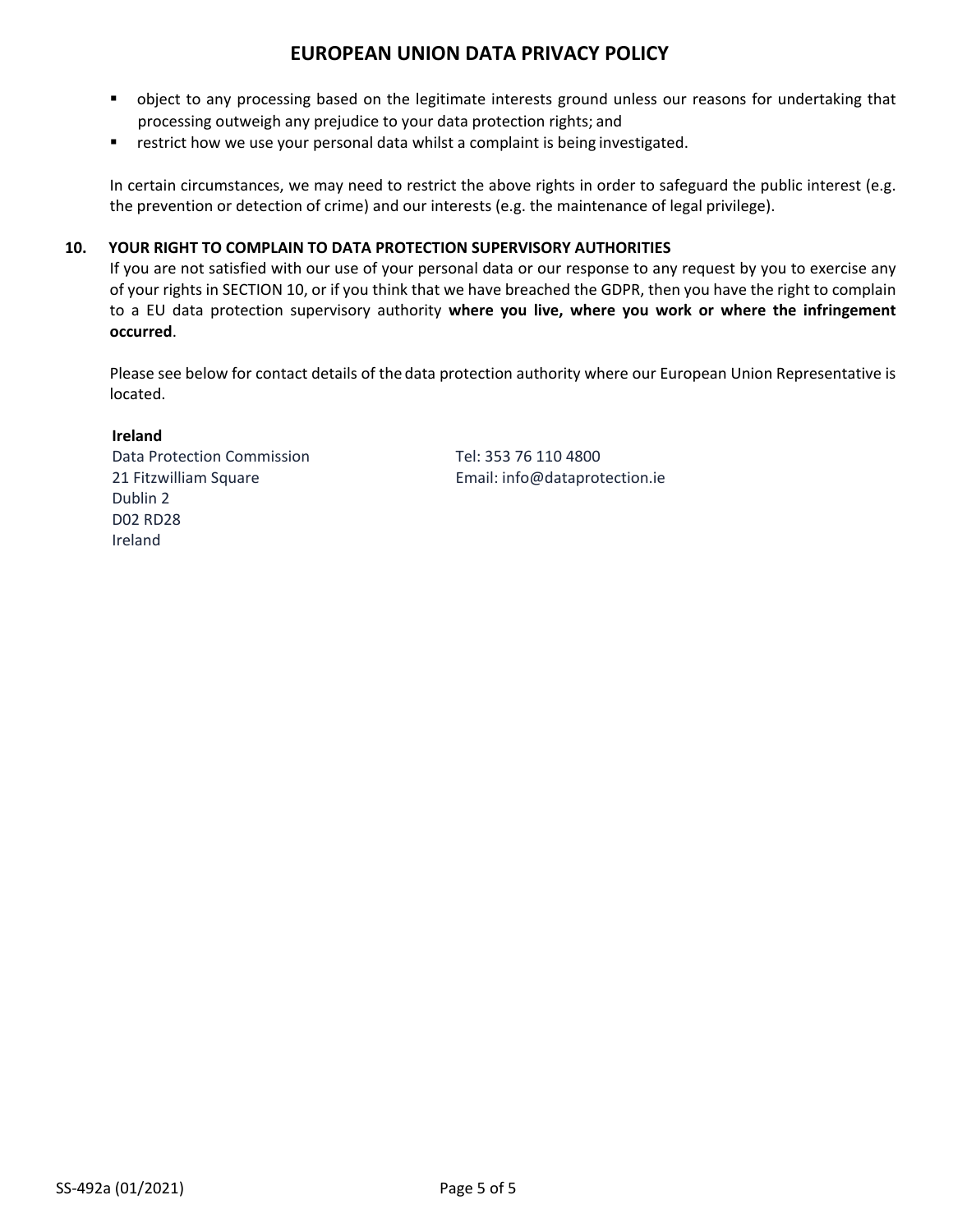- object to any processing based on the legitimate interests ground unless our reasons for undertaking that processing outweigh any prejudice to your data protection rights; and
- restrict how we use your personal data whilst a complaint is being investigated.

In certain circumstances, we may need to restrict the above rights in order to safeguard the public interest (e.g. the prevention or detection of crime) and our interests (e.g. the maintenance of legal privilege).

## 10. YOUR RIGHT TO COMPLAIN TO DATA PROTECTION SUPERVISORY AUTHORITIES

If you are not satisfied with our use of your personal data or our response to any request by you to exercise any of your rights in SECTION 10, or if you think that we have breached the GDPR, then you have the right to complain to a EU data protection supervisory authority **where you live, where you work or where the infringement occurred**.

Please see below for contact details of the data protection authority where our European Union Representative is located.

**Ireland**

Data Protection Commission
21 Fitzwilliam Square
Dublin 2
D02 RD28
Ireland

Tel: 353 76 110 4800
Email: info@dataprotection.ie

SS-492a (01/2021)